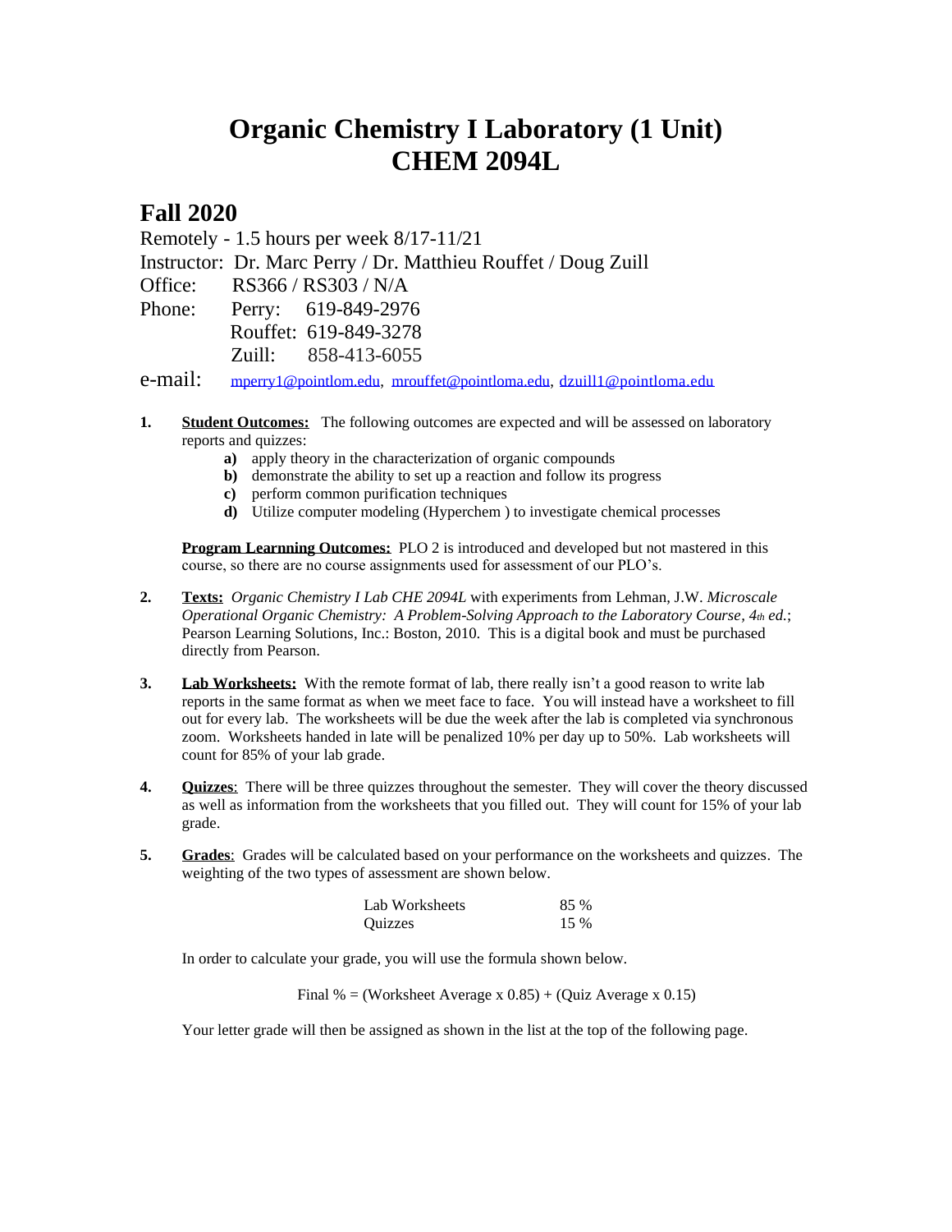# Organic Chemistry I Laboratory (1 Unit)
# CHEM 2094L

## Fall 2020

Remotely - 1.5 hours per week 8/17-11/21

Instructor: Dr. Marc Perry / Dr. Matthieu Rouffet / Doug Zuill

Office: RS366 / RS303 / N/A

Phone: Perry: 619-849-2976
Rouffet: 619-849-3278
Zuill: 858-413-6055

e-mail: mperry1@pointlom.edu, mrouffet@pointloma.edu, dzuill1@pointloma.edu

1. **Student Outcomes:** The following outcomes are expected and will be assessed on laboratory reports and quizzes:
   - **a)** apply theory in the characterization of organic compounds
   - **b)** demonstrate the ability to set up a reaction and follow its progress
   - **c)** perform common purification techniques
   - **d)** Utilize computer modeling (Hyperchem ) to investigate chemical processes

   **Program Learnning Outcomes:** PLO 2 is introduced and developed but not mastered in this course, so there are no course assignments used for assessment of our PLO's.

2. **Texts:** *Organic Chemistry I Lab CHE 2094L* with experiments from Lehman, J.W. *Microscale Operational Organic Chemistry: A Problem-Solving Approach to the Laboratory Course*, *4th ed.*; Pearson Learning Solutions, Inc.: Boston, 2010. This is a digital book and must be purchased directly from Pearson.

3. **Lab Worksheets:** With the remote format of lab, there really isn't a good reason to write lab reports in the same format as when we meet face to face. You will instead have a worksheet to fill out for every lab. The worksheets will be due the week after the lab is completed via synchronous zoom. Worksheets handed in late will be penalized 10% per day up to 50%. Lab worksheets will count for 85% of your lab grade.

4. **Quizzes**: There will be three quizzes throughout the semester. They will cover the theory discussed as well as information from the worksheets that you filled out. They will count for 15% of your lab grade.

5. **Grades**: Grades will be calculated based on your performance on the worksheets and quizzes. The weighting of the two types of assessment are shown below.

   | Assessment | Weight |
   | --- | --- |
   | Lab Worksheets | 85 % |
   | Quizzes | 15 % |

   In order to calculate your grade, you will use the formula shown below.

   Final % = (Worksheet Average x 0.85) + (Quiz Average x 0.15)

   Your letter grade will then be assigned as shown in the list at the top of the following page.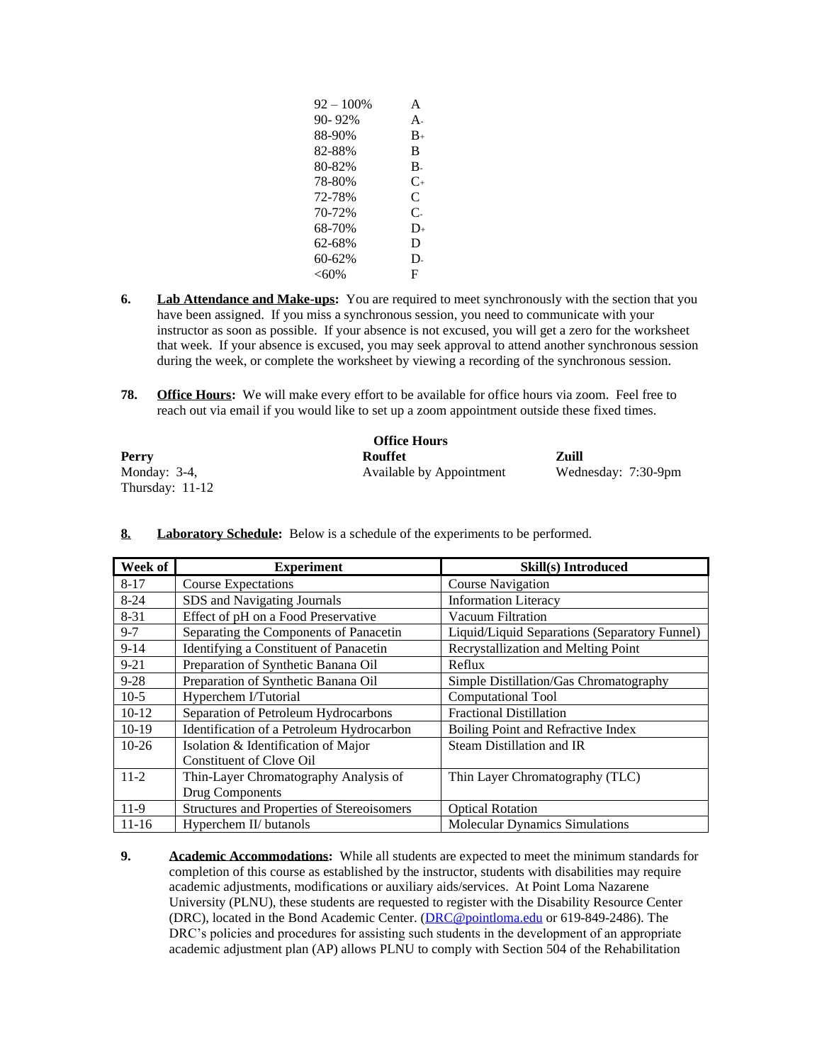| | |
|---|---|
| 92 – 100% | A |
| 90- 92% | A- |
| 88-90% | B+ |
| 82-88% | B |
| 80-82% | B- |
| 78-80% | C+ |
| 72-78% | C |
| 70-72% | C- |
| 68-70% | D+ |
| 62-68% | D |
| 60-62% | D- |
| <60% | F |

6. **Lab Attendance and Make-ups:** You are required to meet synchronously with the section that you have been assigned. If you miss a synchronous session, you need to communicate with your instructor as soon as possible. If your absence is not excused, you will get a zero for the worksheet that week. If your absence is excused, you may seek approval to attend another synchronous session during the week, or complete the worksheet by viewing a recording of the synchronous session.

78. **Office Hours:** We will make every effort to be available for office hours via zoom. Feel free to reach out via email if you would like to set up a zoom appointment outside these fixed times.

**Office Hours**

| **Perry** | **Rouffet** | **Zuill** |
|---|---|---|
| Monday: 3-4, Thursday: 11-12 | Available by Appointment | Wednesday: 7:30-9pm |

8. **Laboratory Schedule:** Below is a schedule of the experiments to be performed.

| Week of | Experiment | Skill(s) Introduced |
|---|---|---|
| 8-17 | Course Expectations | Course Navigation |
| 8-24 | SDS and Navigating Journals | Information Literacy |
| 8-31 | Effect of pH on a Food Preservative | Vacuum Filtration |
| 9-7 | Separating the Components of Panacetin | Liquid/Liquid Separations (Separatory Funnel) |
| 9-14 | Identifying a Constituent of Panacetin | Recrystallization and Melting Point |
| 9-21 | Preparation of Synthetic Banana Oil | Reflux |
| 9-28 | Preparation of Synthetic Banana Oil | Simple Distillation/Gas Chromatography |
| 10-5 | Hyperchem I/Tutorial | Computational Tool |
| 10-12 | Separation of Petroleum Hydrocarbons | Fractional Distillation |
| 10-19 | Identification of a Petroleum Hydrocarbon | Boiling Point and Refractive Index |
| 10-26 | Isolation & Identification of Major Constituent of Clove Oil | Steam Distillation and IR |
| 11-2 | Thin-Layer Chromatography Analysis of Drug Components | Thin Layer Chromatography (TLC) |
| 11-9 | Structures and Properties of Stereoisomers | Optical Rotation |
| 11-16 | Hyperchem II/ butanols | Molecular Dynamics Simulations |

9. **Academic Accommodations:** While all students are expected to meet the minimum standards for completion of this course as established by the instructor, students with disabilities may require academic adjustments, modifications or auxiliary aids/services. At Point Loma Nazarene University (PLNU), these students are requested to register with the Disability Resource Center (DRC), located in the Bond Academic Center. (DRC@pointloma.edu or 619-849-2486). The DRC's policies and procedures for assisting such students in the development of an appropriate academic adjustment plan (AP) allows PLNU to comply with Section 504 of the Rehabilitation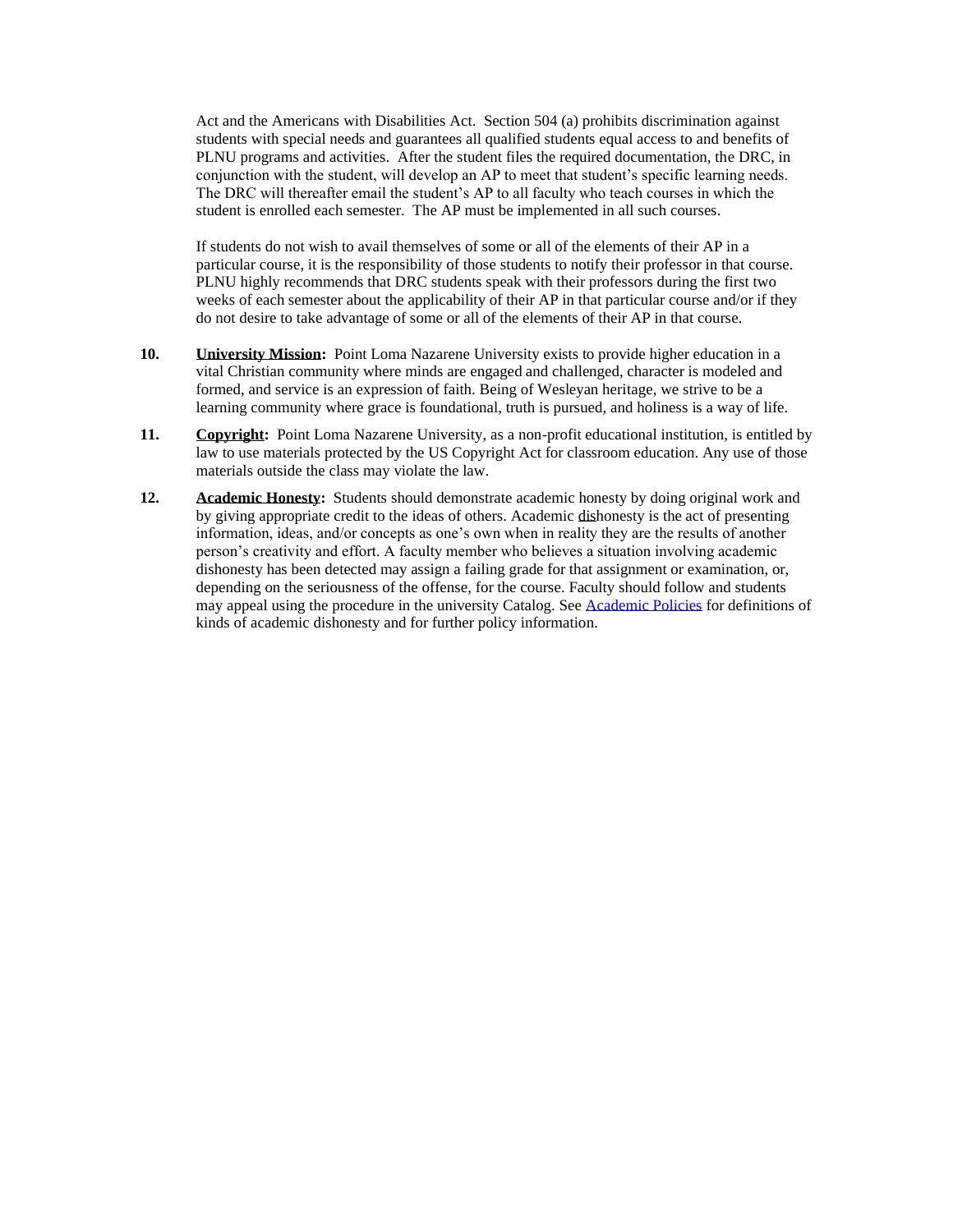Act and the Americans with Disabilities Act. Section 504 (a) prohibits discrimination against students with special needs and guarantees all qualified students equal access to and benefits of PLNU programs and activities. After the student files the required documentation, the DRC, in conjunction with the student, will develop an AP to meet that student's specific learning needs. The DRC will thereafter email the student's AP to all faculty who teach courses in which the student is enrolled each semester. The AP must be implemented in all such courses.

If students do not wish to avail themselves of some or all of the elements of their AP in a particular course, it is the responsibility of those students to notify their professor in that course. PLNU highly recommends that DRC students speak with their professors during the first two weeks of each semester about the applicability of their AP in that particular course and/or if they do not desire to take advantage of some or all of the elements of their AP in that course.

10. **University Mission:** Point Loma Nazarene University exists to provide higher education in a vital Christian community where minds are engaged and challenged, character is modeled and formed, and service is an expression of faith. Being of Wesleyan heritage, we strive to be a learning community where grace is foundational, truth is pursued, and holiness is a way of life.

11. **Copyright:** Point Loma Nazarene University, as a non-profit educational institution, is entitled by law to use materials protected by the US Copyright Act for classroom education. Any use of those materials outside the class may violate the law.

12. **Academic Honesty:** Students should demonstrate academic honesty by doing original work and by giving appropriate credit to the ideas of others. Academic dishonesty is the act of presenting information, ideas, and/or concepts as one's own when in reality they are the results of another person's creativity and effort. A faculty member who believes a situation involving academic dishonesty has been detected may assign a failing grade for that assignment or examination, or, depending on the seriousness of the offense, for the course. Faculty should follow and students may appeal using the procedure in the university Catalog. See Academic Policies for definitions of kinds of academic dishonesty and for further policy information.